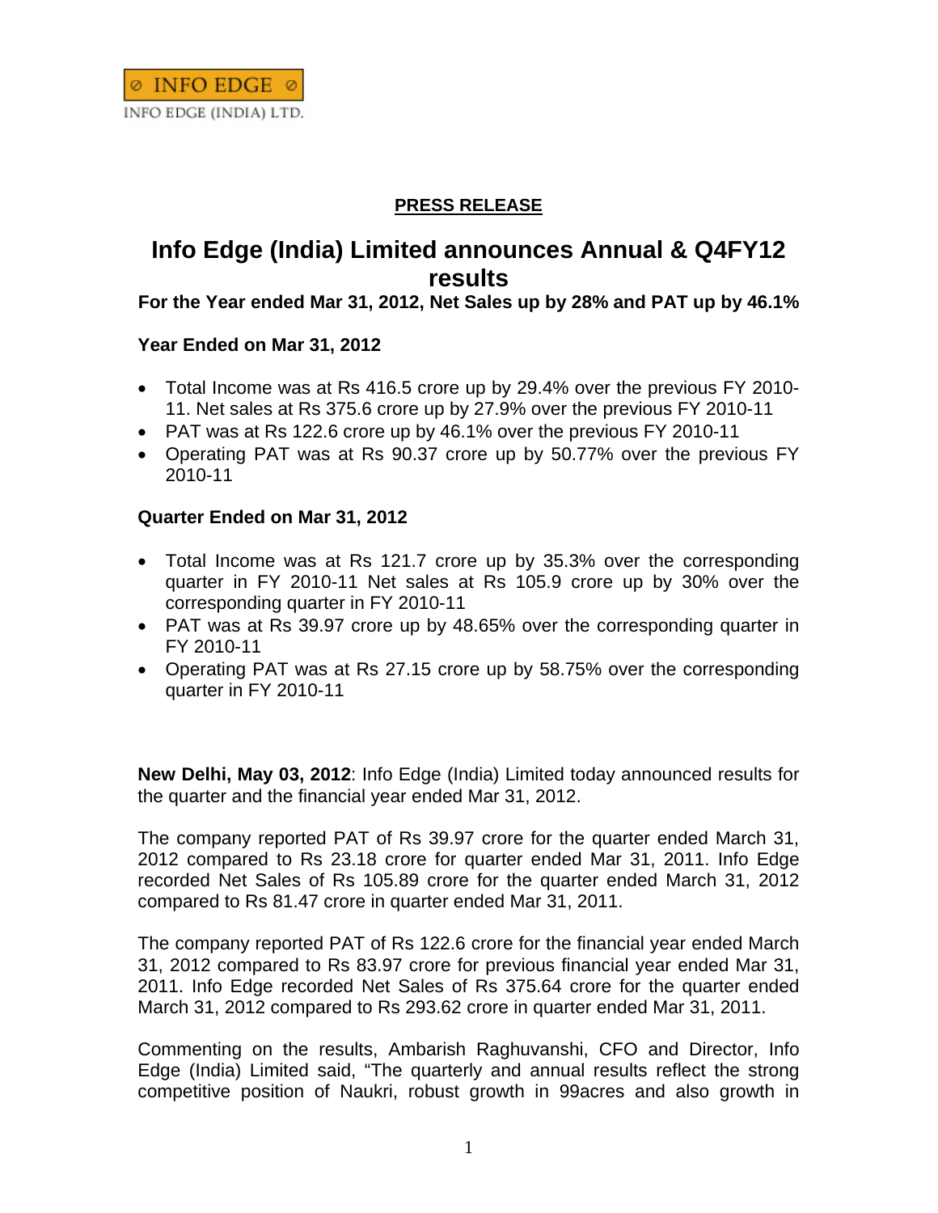INFO EDGE

INFO EDGE (INDIA) LTD.

**PRESS RELEASE**

# Info Edge (India) Limited announces Annual & Q4FY12 results

**For the Year ended Mar 31, 2012, Net Sales up by 28% and PAT up by 46.1%**

**Year Ended on Mar 31, 2012**

- Total Income was at Rs 416.5 crore up by 29.4% over the previous FY 2010-11. Net sales at Rs 375.6 crore up by 27.9% over the previous FY 2010-11
- PAT was at Rs 122.6 crore up by 46.1% over the previous FY 2010-11
- Operating PAT was at Rs 90.37 crore up by 50.77% over the previous FY 2010-11

**Quarter Ended on Mar 31, 2012**

- Total Income was at Rs 121.7 crore up by 35.3% over the corresponding quarter in FY 2010-11 Net sales at Rs 105.9 crore up by 30% over the corresponding quarter in FY 2010-11
- PAT was at Rs 39.97 crore up by 48.65% over the corresponding quarter in FY 2010-11
- Operating PAT was at Rs 27.15 crore up by 58.75% over the corresponding quarter in FY 2010-11

**New Delhi, May 03, 2012**: Info Edge (India) Limited today announced results for the quarter and the financial year ended Mar 31, 2012.

The company reported PAT of Rs 39.97 crore for the quarter ended March 31, 2012 compared to Rs 23.18 crore for quarter ended Mar 31, 2011. Info Edge recorded Net Sales of Rs 105.89 crore for the quarter ended March 31, 2012 compared to Rs 81.47 crore in quarter ended Mar 31, 2011.

The company reported PAT of Rs 122.6 crore for the financial year ended March 31, 2012 compared to Rs 83.97 crore for previous financial year ended Mar 31, 2011. Info Edge recorded Net Sales of Rs 375.64 crore for the quarter ended March 31, 2012 compared to Rs 293.62 crore in quarter ended Mar 31, 2011.

Commenting on the results, Ambarish Raghuvanshi, CFO and Director, Info Edge (India) Limited said, "The quarterly and annual results reflect the strong competitive position of Naukri, robust growth in 99acres and also growth in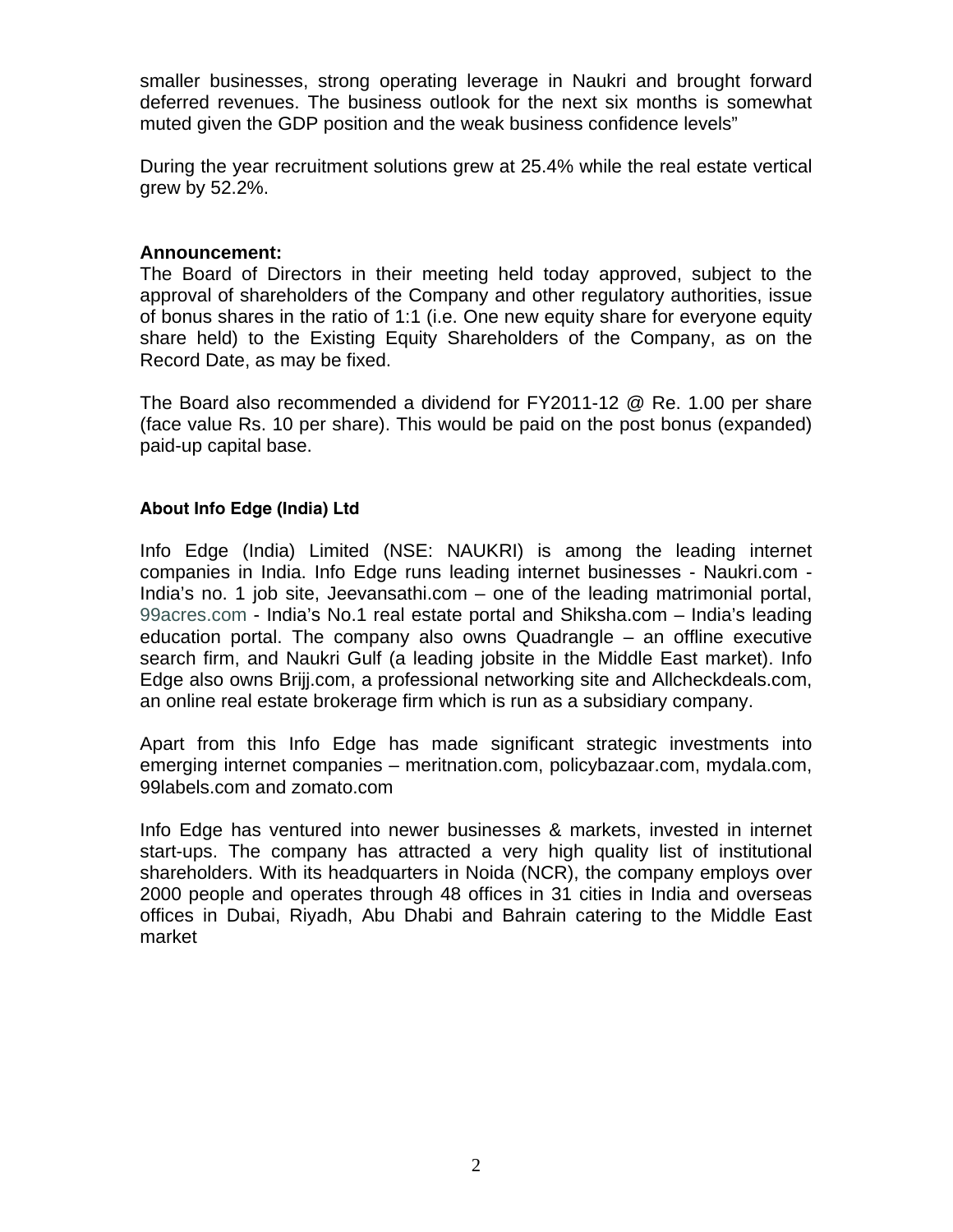smaller businesses, strong operating leverage in Naukri and brought forward deferred revenues. The business outlook for the next six months is somewhat muted given the GDP position and the weak business confidence levels"

During the year recruitment solutions grew at 25.4% while the real estate vertical grew by 52.2%.

**Announcement:**

The Board of Directors in their meeting held today approved, subject to the approval of shareholders of the Company and other regulatory authorities, issue of bonus shares in the ratio of 1:1 (i.e. One new equity share for everyone equity share held) to the Existing Equity Shareholders of the Company, as on the Record Date, as may be fixed.

The Board also recommended a dividend for FY2011-12 @ Re. 1.00 per share (face value Rs. 10 per share). This would be paid on the post bonus (expanded) paid-up capital base.

**About Info Edge (India) Ltd**

Info Edge (India) Limited (NSE: NAUKRI) is among the leading internet companies in India. Info Edge runs leading internet businesses - Naukri.com - India's no. 1 job site, Jeevansathi.com – one of the leading matrimonial portal, 99acres.com - India's No.1 real estate portal and Shiksha.com – India's leading education portal. The company also owns Quadrangle – an offline executive search firm, and Naukri Gulf (a leading jobsite in the Middle East market). Info Edge also owns Brijj.com, a professional networking site and Allcheckdeals.com, an online real estate brokerage firm which is run as a subsidiary company.

Apart from this Info Edge has made significant strategic investments into emerging internet companies – meritnation.com, policybazaar.com, mydala.com, 99labels.com and zomato.com

Info Edge has ventured into newer businesses & markets, invested in internet start-ups. The company has attracted a very high quality list of institutional shareholders. With its headquarters in Noida (NCR), the company employs over 2000 people and operates through 48 offices in 31 cities in India and overseas offices in Dubai, Riyadh, Abu Dhabi and Bahrain catering to the Middle East market